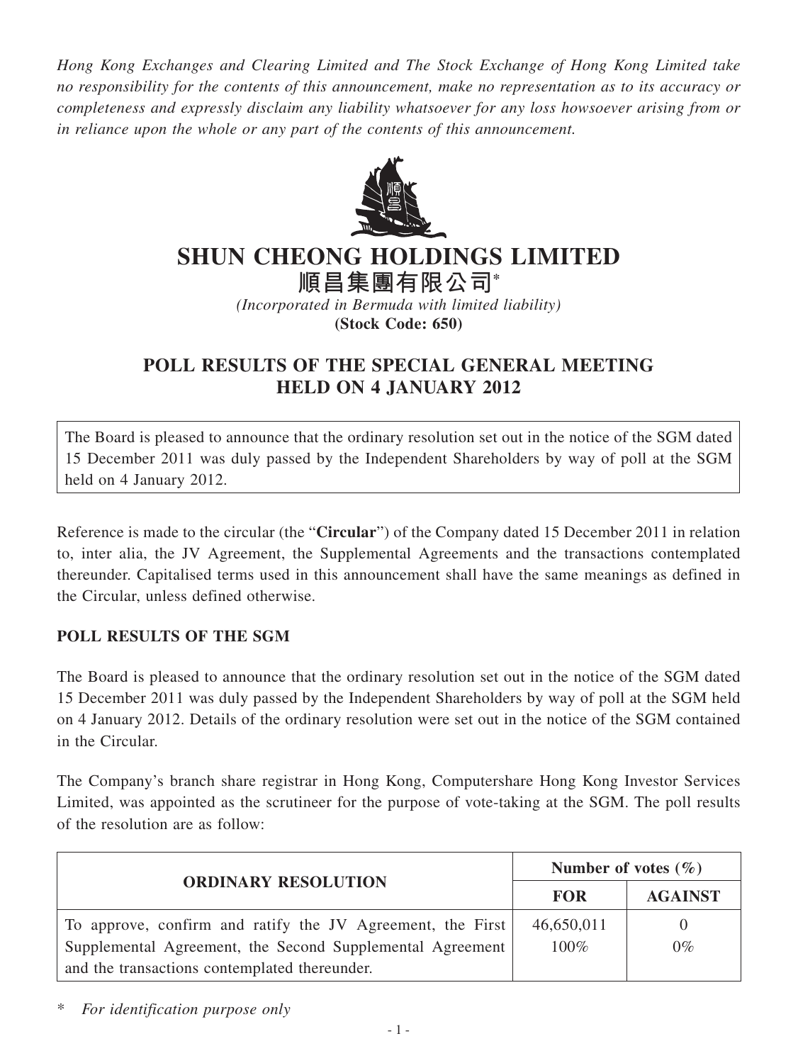*Hong Kong Exchanges and Clearing Limited and The Stock Exchange of Hong Kong Limited take no responsibility for the contents of this announcement, make no representation as to its accuracy or completeness and expressly disclaim any liability whatsoever for any loss howsoever arising from or in reliance upon the whole or any part of the contents of this announcement.*

# SHUN CHEONG HOLDINGS LIMITED
# 順昌集團有限公司*

*(Incorporated in Bermuda with limited liability)*
**(Stock Code: 650)**

## POLL RESULTS OF THE SPECIAL GENERAL MEETING HELD ON 4 JANUARY 2012

The Board is pleased to announce that the ordinary resolution set out in the notice of the SGM dated 15 December 2011 was duly passed by the Independent Shareholders by way of poll at the SGM held on 4 January 2012.

Reference is made to the circular (the "**Circular**") of the Company dated 15 December 2011 in relation to, inter alia, the JV Agreement, the Supplemental Agreements and the transactions contemplated thereunder. Capitalised terms used in this announcement shall have the same meanings as defined in the Circular, unless defined otherwise.

### POLL RESULTS OF THE SGM

The Board is pleased to announce that the ordinary resolution set out in the notice of the SGM dated 15 December 2011 was duly passed by the Independent Shareholders by way of poll at the SGM held on 4 January 2012. Details of the ordinary resolution were set out in the notice of the SGM contained in the Circular.

The Company's branch share registrar in Hong Kong, Computershare Hong Kong Investor Services Limited, was appointed as the scrutineer for the purpose of vote-taking at the SGM. The poll results of the resolution are as follow:

| ORDINARY RESOLUTION | Number of votes (%) | |
|---|---|---|
| | **FOR** | **AGAINST** |
| To approve, confirm and ratify the JV Agreement, the First Supplemental Agreement, the Second Supplemental Agreement and the transactions contemplated thereunder. | 46,650,011<br>100% | 0<br>0% |

\* *For identification purpose only*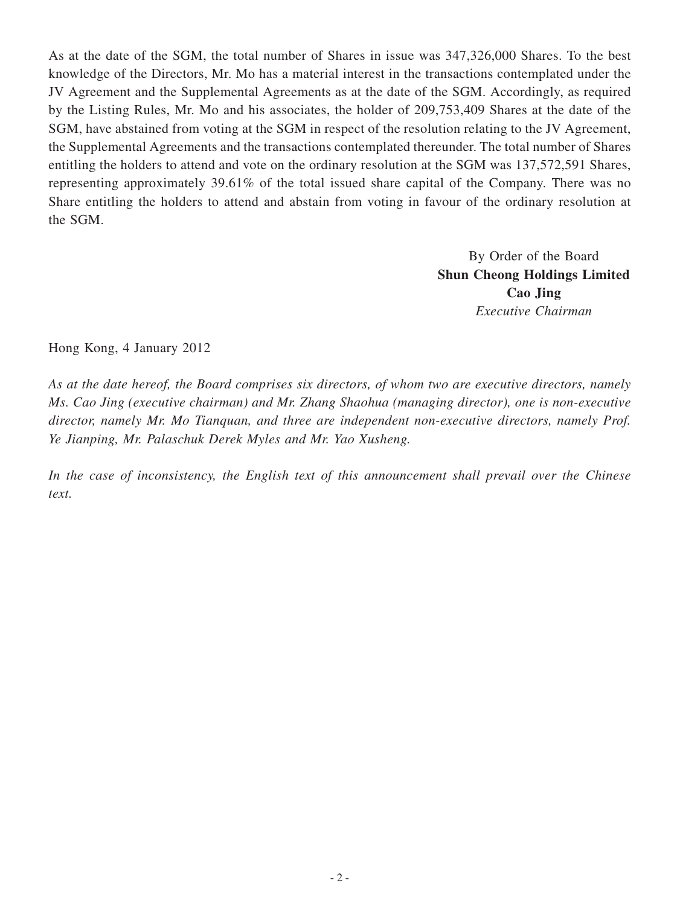As at the date of the SGM, the total number of Shares in issue was 347,326,000 Shares. To the best knowledge of the Directors, Mr. Mo has a material interest in the transactions contemplated under the JV Agreement and the Supplemental Agreements as at the date of the SGM. Accordingly, as required by the Listing Rules, Mr. Mo and his associates, the holder of 209,753,409 Shares at the date of the SGM, have abstained from voting at the SGM in respect of the resolution relating to the JV Agreement, the Supplemental Agreements and the transactions contemplated thereunder. The total number of Shares entitling the holders to attend and vote on the ordinary resolution at the SGM was 137,572,591 Shares, representing approximately 39.61% of the total issued share capital of the Company. There was no Share entitling the holders to attend and abstain from voting in favour of the ordinary resolution at the SGM.

By Order of the Board
**Shun Cheong Holdings Limited**
**Cao Jing**
*Executive Chairman*

Hong Kong, 4 January 2012

*As at the date hereof, the Board comprises six directors, of whom two are executive directors, namely Ms. Cao Jing (executive chairman) and Mr. Zhang Shaohua (managing director), one is non-executive director, namely Mr. Mo Tianquan, and three are independent non-executive directors, namely Prof. Ye Jianping, Mr. Palaschuk Derek Myles and Mr. Yao Xusheng.*

*In the case of inconsistency, the English text of this announcement shall prevail over the Chinese text.*